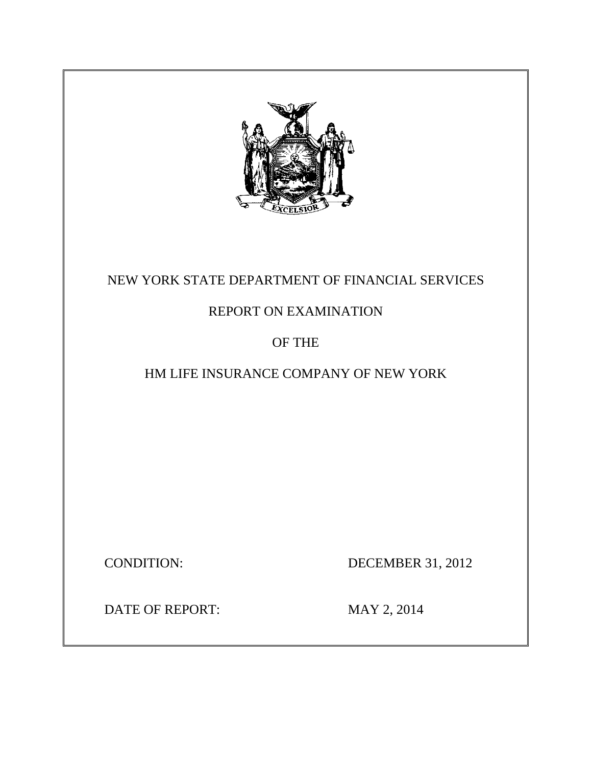# NEW YORK STATE DEPARTMENT OF FINANCIAL SERVICES

## REPORT ON EXAMINATION

## OF THE

## HM LIFE INSURANCE COMPANY OF NEW YORK

CONDITION: DECEMBER 31, 2012

DATE OF REPORT: MAY 2, 2014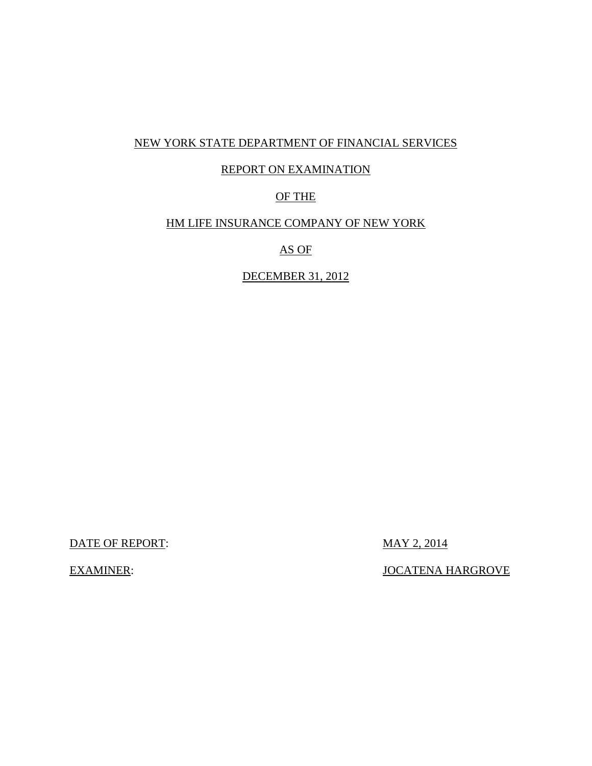NEW YORK STATE DEPARTMENT OF FINANCIAL SERVICES

REPORT ON EXAMINATION

OF THE

HM LIFE INSURANCE COMPANY OF NEW YORK

AS OF

DECEMBER 31, 2012

DATE OF REPORT: MAY 2, 2014

EXAMINER: JOCATENA HARGROVE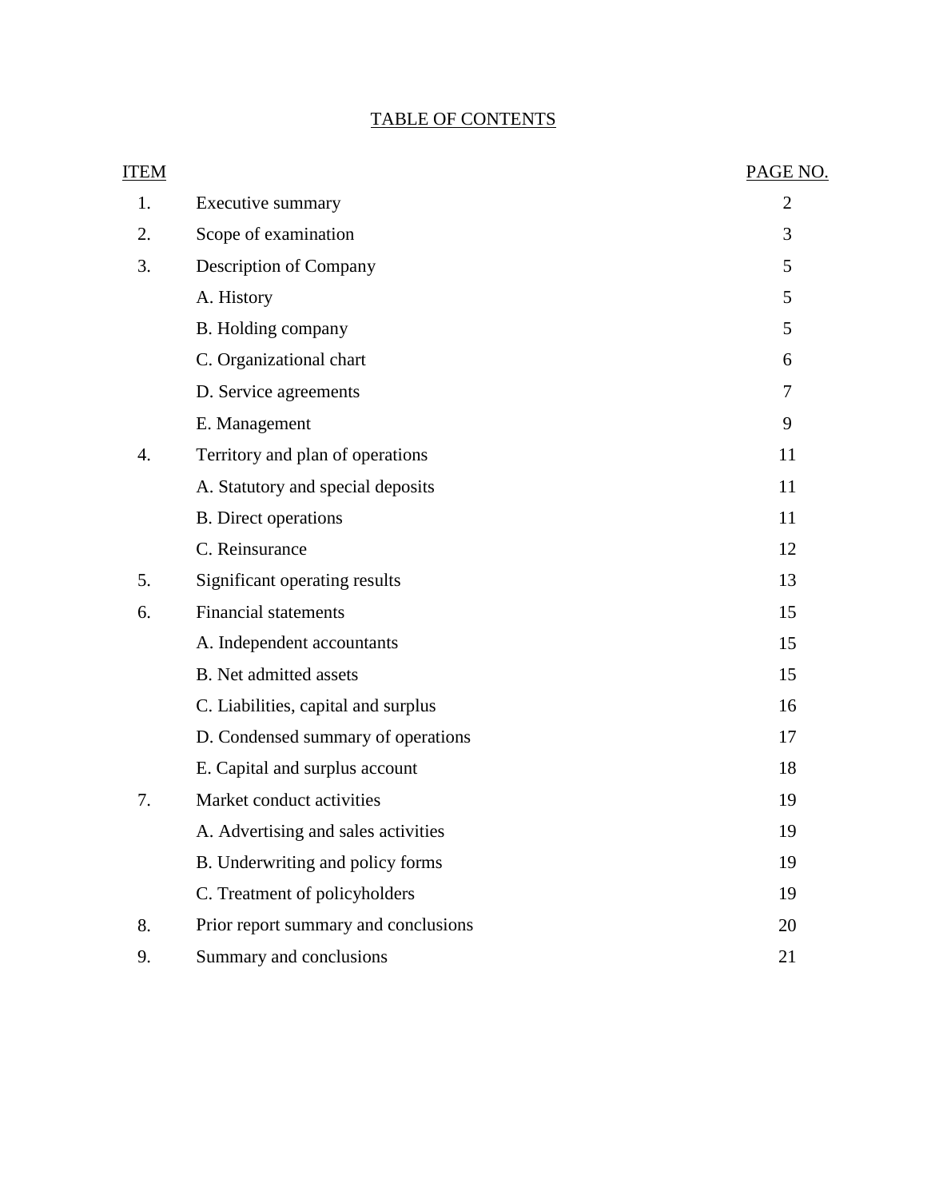# TABLE OF CONTENTS

| ITEM | | PAGE NO. |
|---|---|---|
| 1. | Executive summary | 2 |
| 2. | Scope of examination | 3 |
| 3. | Description of Company | 5 |
| | A. History | 5 |
| | B. Holding company | 5 |
| | C. Organizational chart | 6 |
| | D. Service agreements | 7 |
| | E. Management | 9 |
| 4. | Territory and plan of operations | 11 |
| | A. Statutory and special deposits | 11 |
| | B. Direct operations | 11 |
| | C. Reinsurance | 12 |
| 5. | Significant operating results | 13 |
| 6. | Financial statements | 15 |
| | A. Independent accountants | 15 |
| | B. Net admitted assets | 15 |
| | C. Liabilities, capital and surplus | 16 |
| | D. Condensed summary of operations | 17 |
| | E. Capital and surplus account | 18 |
| 7. | Market conduct activities | 19 |
| | A. Advertising and sales activities | 19 |
| | B. Underwriting and policy forms | 19 |
| | C. Treatment of policyholders | 19 |
| 8. | Prior report summary and conclusions | 20 |
| 9. | Summary and conclusions | 21 |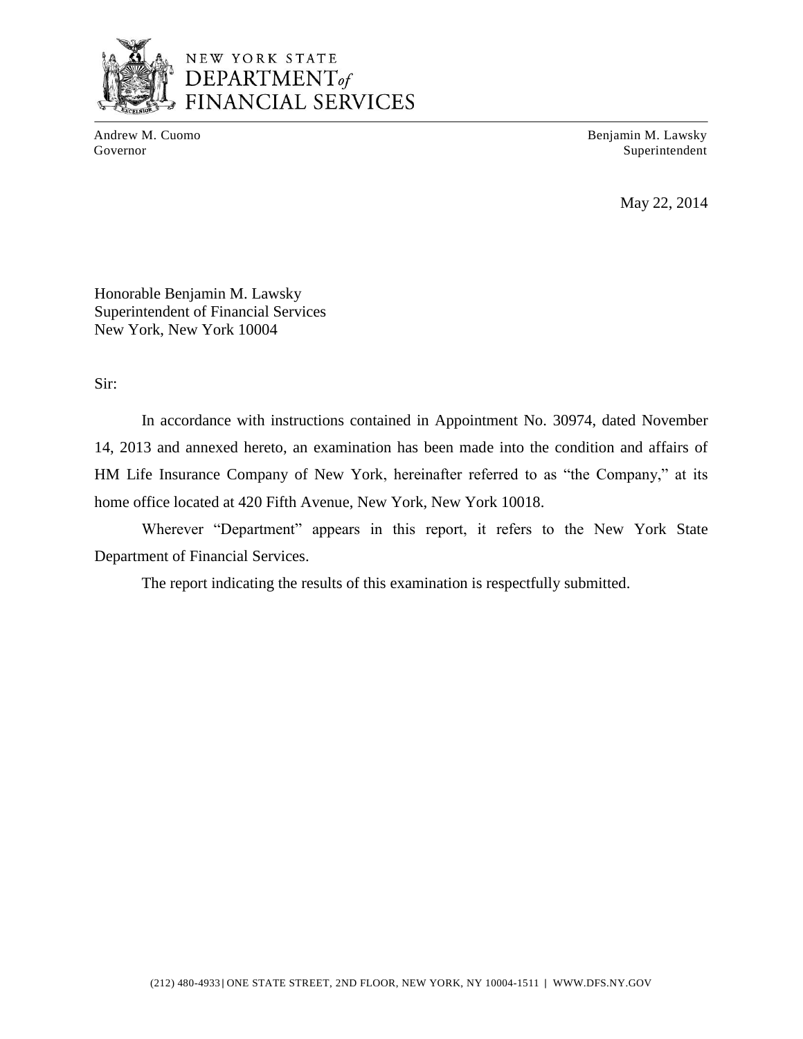NEW YORK STATE
DEPARTMENT *of*
FINANCIAL SERVICES

Andrew M. Cuomo
Governor

Benjamin M. Lawsky
Superintendent

May 22, 2014

Honorable Benjamin M. Lawsky
Superintendent of Financial Services
New York, New York 10004

Sir:

In accordance with instructions contained in Appointment No. 30974, dated November 14, 2013 and annexed hereto, an examination has been made into the condition and affairs of HM Life Insurance Company of New York, hereinafter referred to as "the Company," at its home office located at 420 Fifth Avenue, New York, New York 10018.

Wherever "Department" appears in this report, it refers to the New York State Department of Financial Services.

The report indicating the results of this examination is respectfully submitted.

(212) 480-4933 | ONE STATE STREET, 2ND FLOOR, NEW YORK, NY 10004-1511 | WWW.DFS.NY.GOV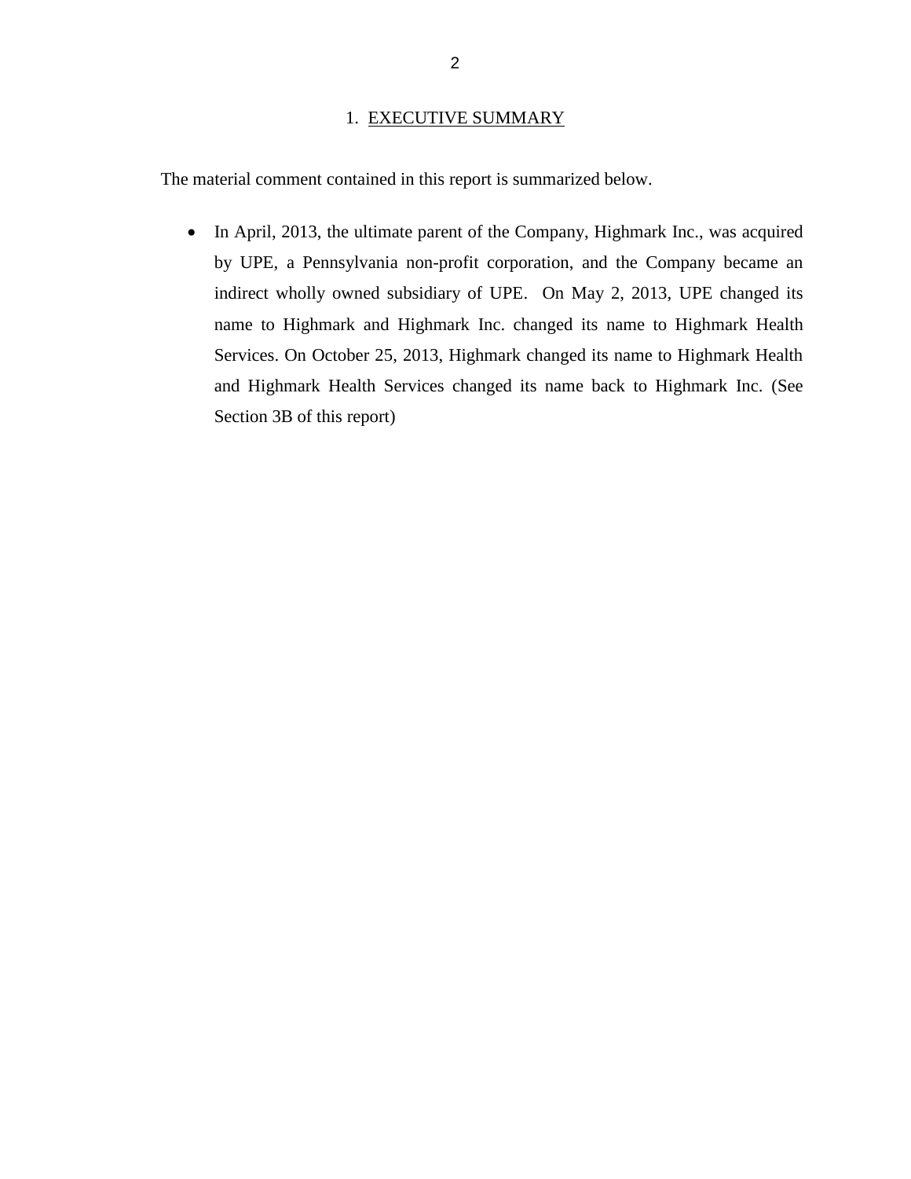## 1. EXECUTIVE SUMMARY

The material comment contained in this report is summarized below.

- In April, 2013, the ultimate parent of the Company, Highmark Inc., was acquired by UPE, a Pennsylvania non-profit corporation, and the Company became an indirect wholly owned subsidiary of UPE. On May 2, 2013, UPE changed its name to Highmark and Highmark Inc. changed its name to Highmark Health Services. On October 25, 2013, Highmark changed its name to Highmark Health and Highmark Health Services changed its name back to Highmark Inc. (See Section 3B of this report)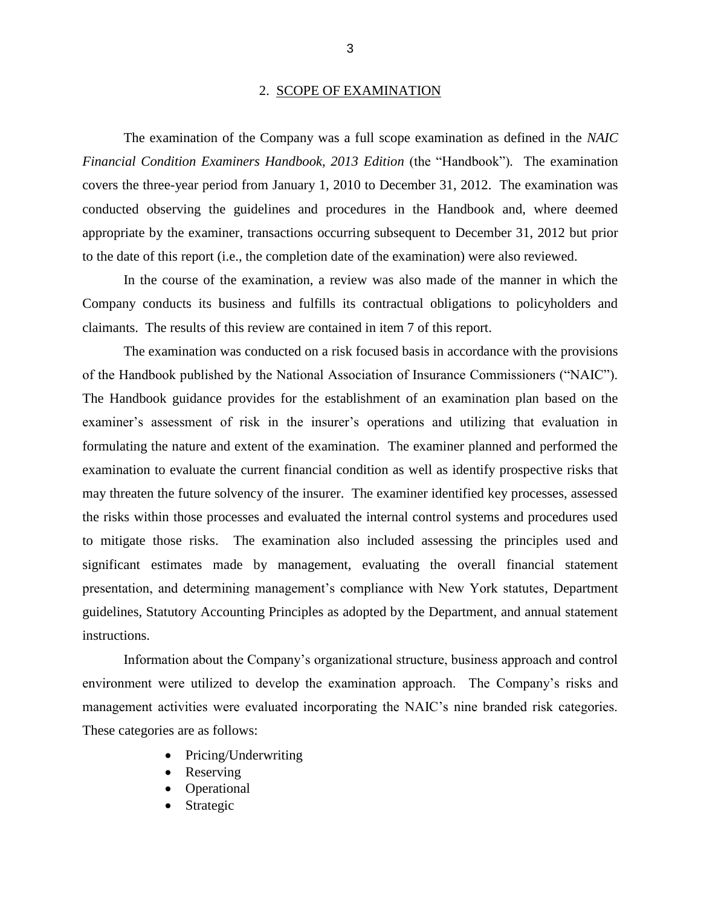## 2. SCOPE OF EXAMINATION

The examination of the Company was a full scope examination as defined in the *NAIC Financial Condition Examiners Handbook, 2013 Edition* (the "Handbook"). The examination covers the three-year period from January 1, 2010 to December 31, 2012. The examination was conducted observing the guidelines and procedures in the Handbook and, where deemed appropriate by the examiner, transactions occurring subsequent to December 31, 2012 but prior to the date of this report (i.e., the completion date of the examination) were also reviewed.

In the course of the examination, a review was also made of the manner in which the Company conducts its business and fulfills its contractual obligations to policyholders and claimants. The results of this review are contained in item 7 of this report.

The examination was conducted on a risk focused basis in accordance with the provisions of the Handbook published by the National Association of Insurance Commissioners ("NAIC"). The Handbook guidance provides for the establishment of an examination plan based on the examiner's assessment of risk in the insurer's operations and utilizing that evaluation in formulating the nature and extent of the examination. The examiner planned and performed the examination to evaluate the current financial condition as well as identify prospective risks that may threaten the future solvency of the insurer. The examiner identified key processes, assessed the risks within those processes and evaluated the internal control systems and procedures used to mitigate those risks. The examination also included assessing the principles used and significant estimates made by management, evaluating the overall financial statement presentation, and determining management's compliance with New York statutes, Department guidelines, Statutory Accounting Principles as adopted by the Department, and annual statement instructions.

Information about the Company's organizational structure, business approach and control environment were utilized to develop the examination approach. The Company's risks and management activities were evaluated incorporating the NAIC's nine branded risk categories. These categories are as follows:

- Pricing/Underwriting
- Reserving
- Operational
- Strategic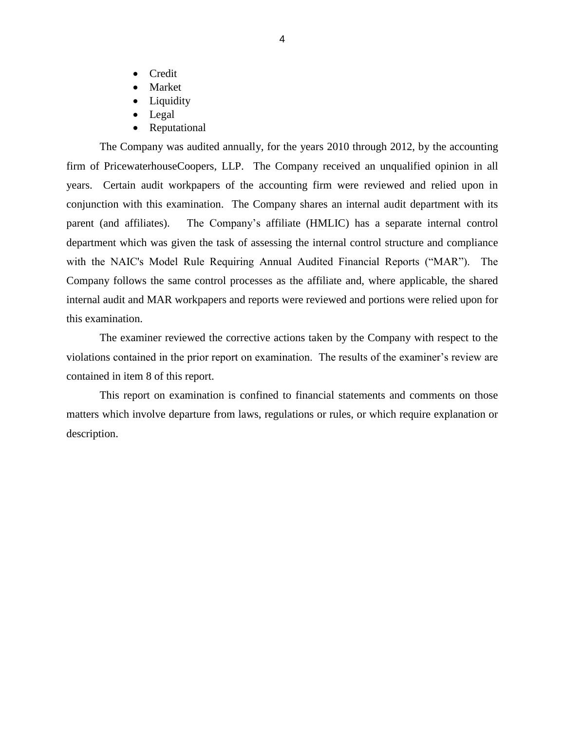- Credit
- Market
- Liquidity
- Legal
- Reputational

The Company was audited annually, for the years 2010 through 2012, by the accounting firm of PricewaterhouseCoopers, LLP. The Company received an unqualified opinion in all years. Certain audit workpapers of the accounting firm were reviewed and relied upon in conjunction with this examination. The Company shares an internal audit department with its parent (and affiliates). The Company's affiliate (HMLIC) has a separate internal control department which was given the task of assessing the internal control structure and compliance with the NAIC's Model Rule Requiring Annual Audited Financial Reports ("MAR"). The Company follows the same control processes as the affiliate and, where applicable, the shared internal audit and MAR workpapers and reports were reviewed and portions were relied upon for this examination.

The examiner reviewed the corrective actions taken by the Company with respect to the violations contained in the prior report on examination. The results of the examiner's review are contained in item 8 of this report.

This report on examination is confined to financial statements and comments on those matters which involve departure from laws, regulations or rules, or which require explanation or description.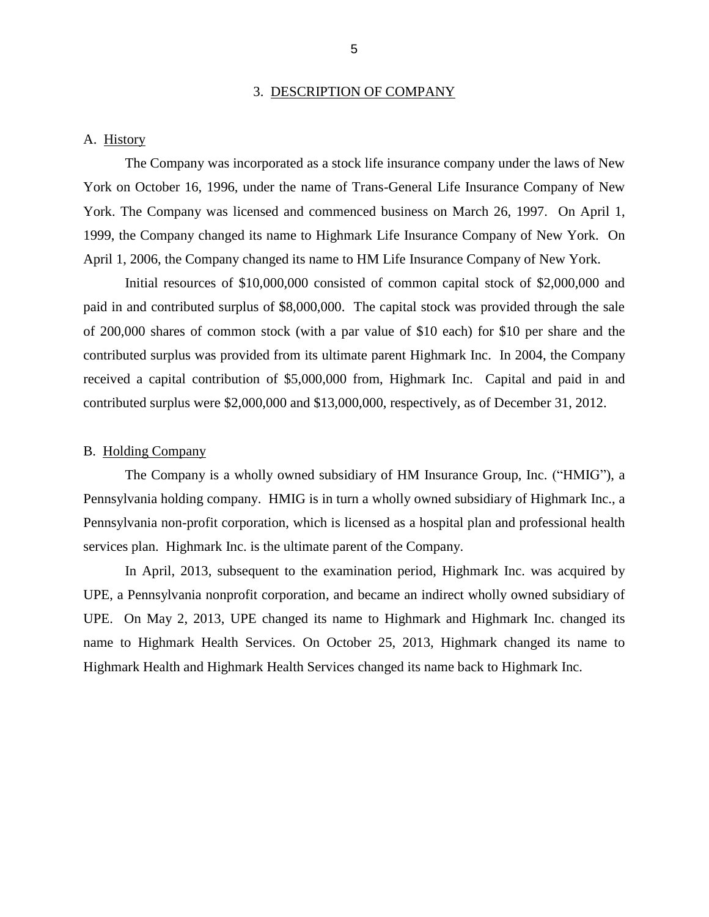## 3. DESCRIPTION OF COMPANY

### A. History

The Company was incorporated as a stock life insurance company under the laws of New York on October 16, 1996, under the name of Trans-General Life Insurance Company of New York. The Company was licensed and commenced business on March 26, 1997. On April 1, 1999, the Company changed its name to Highmark Life Insurance Company of New York. On April 1, 2006, the Company changed its name to HM Life Insurance Company of New York.

Initial resources of $10,000,000 consisted of common capital stock of $2,000,000 and paid in and contributed surplus of $8,000,000. The capital stock was provided through the sale of 200,000 shares of common stock (with a par value of $10 each) for $10 per share and the contributed surplus was provided from its ultimate parent Highmark Inc. In 2004, the Company received a capital contribution of $5,000,000 from, Highmark Inc. Capital and paid in and contributed surplus were $2,000,000 and $13,000,000, respectively, as of December 31, 2012.

### B. Holding Company

The Company is a wholly owned subsidiary of HM Insurance Group, Inc. ("HMIG"), a Pennsylvania holding company. HMIG is in turn a wholly owned subsidiary of Highmark Inc., a Pennsylvania non-profit corporation, which is licensed as a hospital plan and professional health services plan. Highmark Inc. is the ultimate parent of the Company.

In April, 2013, subsequent to the examination period, Highmark Inc. was acquired by UPE, a Pennsylvania nonprofit corporation, and became an indirect wholly owned subsidiary of UPE. On May 2, 2013, UPE changed its name to Highmark and Highmark Inc. changed its name to Highmark Health Services. On October 25, 2013, Highmark changed its name to Highmark Health and Highmark Health Services changed its name back to Highmark Inc.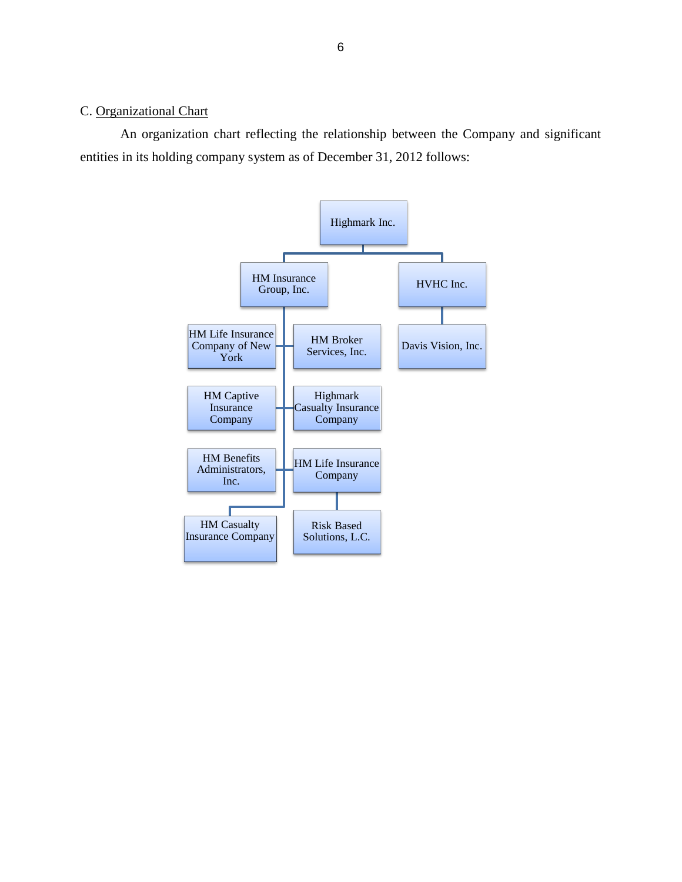C. Organizational Chart

An organization chart reflecting the relationship between the Company and significant entities in its holding company system as of December 31, 2012 follows:

Highmark Inc.

HM Insurance Group, Inc.

HVHC Inc.

HM Life Insurance Company of New York

HM Broker Services, Inc.

Davis Vision, Inc.

HM Captive Insurance Company

Highmark Casualty Insurance Company

HM Benefits Administrators, Inc.

HM Life Insurance Company

HM Casualty Insurance Company

Risk Based Solutions, L.C.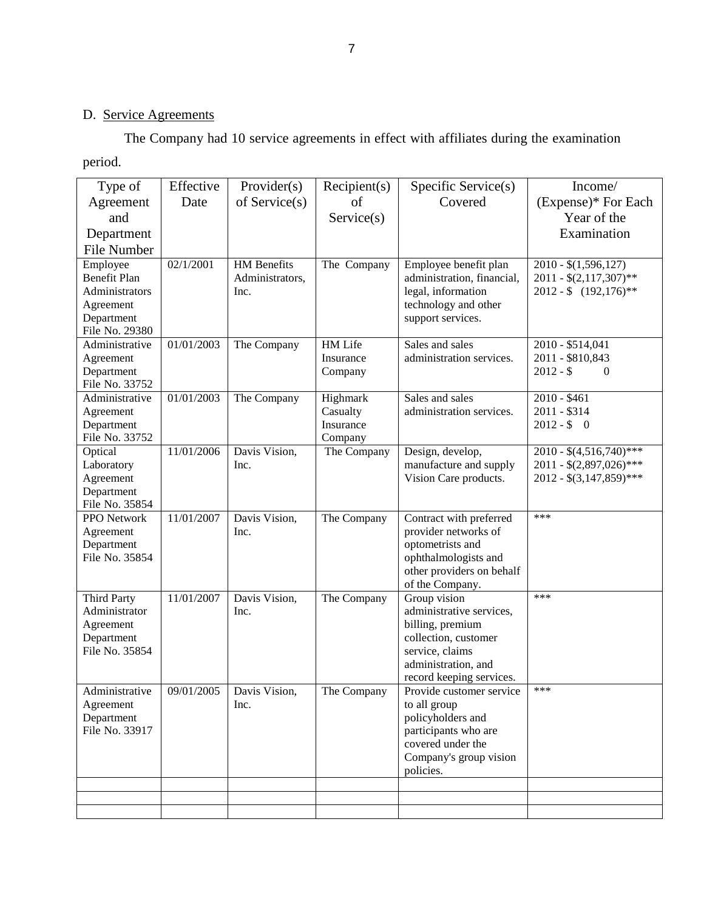D. Service Agreements

The Company had 10 service agreements in effect with affiliates during the examination period.

| Type of Agreement and Department File Number | Effective Date | Provider(s) of Service(s) | Recipient(s) of Service(s) | Specific Service(s) Covered | Income/ (Expense)* For Each Year of the Examination |
|---|---|---|---|---|---|
| Employee Benefit Plan Administrators Agreement Department File No. 29380 | 02/1/2001 | HM Benefits Administrators, Inc. | The Company | Employee benefit plan administration, financial, legal, information technology and other support services. | 2010 - $(1,596,127)<br>2011 - $(2,117,307)**<br>2012 - $ (192,176)** |
| Administrative Agreement Department File No. 33752 | 01/01/2003 | The Company | HM Life Insurance Company | Sales and sales administration services. | 2010 - $514,041<br>2011 - $810,843<br>2012 - $ 0 |
| Administrative Agreement Department File No. 33752 | 01/01/2003 | The Company | Highmark Casualty Insurance Company | Sales and sales administration services. | 2010 - $461<br>2011 - $314<br>2012 - $ 0 |
| Optical Laboratory Agreement Department File No. 35854 | 11/01/2006 | Davis Vision, Inc. | The Company | Design, develop, manufacture and supply Vision Care products. | 2010 - $(4,516,740)***<br>2011 - $(2,897,026)***<br>2012 - $(3,147,859)*** |
| PPO Network Agreement Department File No. 35854 | 11/01/2007 | Davis Vision, Inc. | The Company | Contract with preferred provider networks of optometrists and ophthalmologists and other providers on behalf of the Company. | *** |
| Third Party Administrator Agreement Department File No. 35854 | 11/01/2007 | Davis Vision, Inc. | The Company | Group vision administrative services, billing, premium collection, customer service, claims administration, and record keeping services. | *** |
| Administrative Agreement Department File No. 33917 | 09/01/2005 | Davis Vision, Inc. | The Company | Provide customer service to all group policyholders and participants who are covered under the Company's group vision policies. | *** |
| | | | | | |
| | | | | | |
| | | | | | |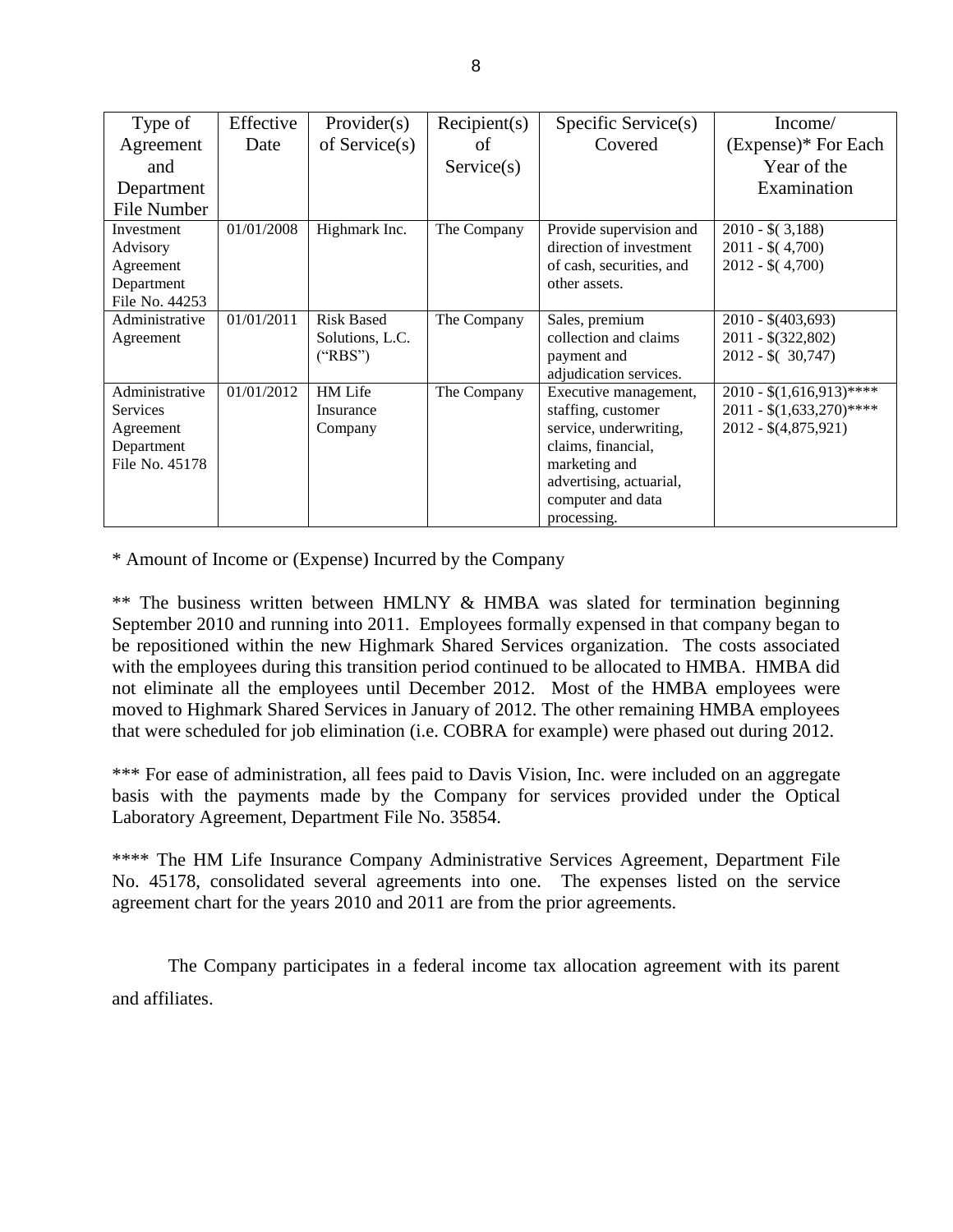| Type of Agreement and Department File Number | Effective Date | Provider(s) of Service(s) | Recipient(s) of Service(s) | Specific Service(s) Covered | Income/ (Expense)* For Each Year of the Examination |
|---|---|---|---|---|---|
| Investment Advisory Agreement Department File No. 44253 | 01/01/2008 | Highmark Inc. | The Company | Provide supervision and direction of investment of cash, securities, and other assets. | 2010 - $( 3,188)<br>2011 - $( 4,700)<br>2012 - $( 4,700) |
| Administrative Agreement | 01/01/2011 | Risk Based Solutions, L.C. ("RBS") | The Company | Sales, premium collection and claims payment and adjudication services. | 2010 - $(403,693)<br>2011 - $(322,802)<br>2012 - $( 30,747) |
| Administrative Services Agreement Department File No. 45178 | 01/01/2012 | HM Life Insurance Company | The Company | Executive management, staffing, customer service, underwriting, claims, financial, marketing and advertising, actuarial, computer and data processing. | 2010 - $(1,616,913)****<br>2011 - $(1,633,270)****<br>2012 - $(4,875,921) |

* Amount of Income or (Expense) Incurred by the Company

** The business written between HMLNY & HMBA was slated for termination beginning September 2010 and running into 2011. Employees formally expensed in that company began to be repositioned within the new Highmark Shared Services organization. The costs associated with the employees during this transition period continued to be allocated to HMBA. HMBA did not eliminate all the employees until December 2012. Most of the HMBA employees were moved to Highmark Shared Services in January of 2012. The other remaining HMBA employees that were scheduled for job elimination (i.e. COBRA for example) were phased out during 2012.

*** For ease of administration, all fees paid to Davis Vision, Inc. were included on an aggregate basis with the payments made by the Company for services provided under the Optical Laboratory Agreement, Department File No. 35854.

**** The HM Life Insurance Company Administrative Services Agreement, Department File No. 45178, consolidated several agreements into one. The expenses listed on the service agreement chart for the years 2010 and 2011 are from the prior agreements.

The Company participates in a federal income tax allocation agreement with its parent and affiliates.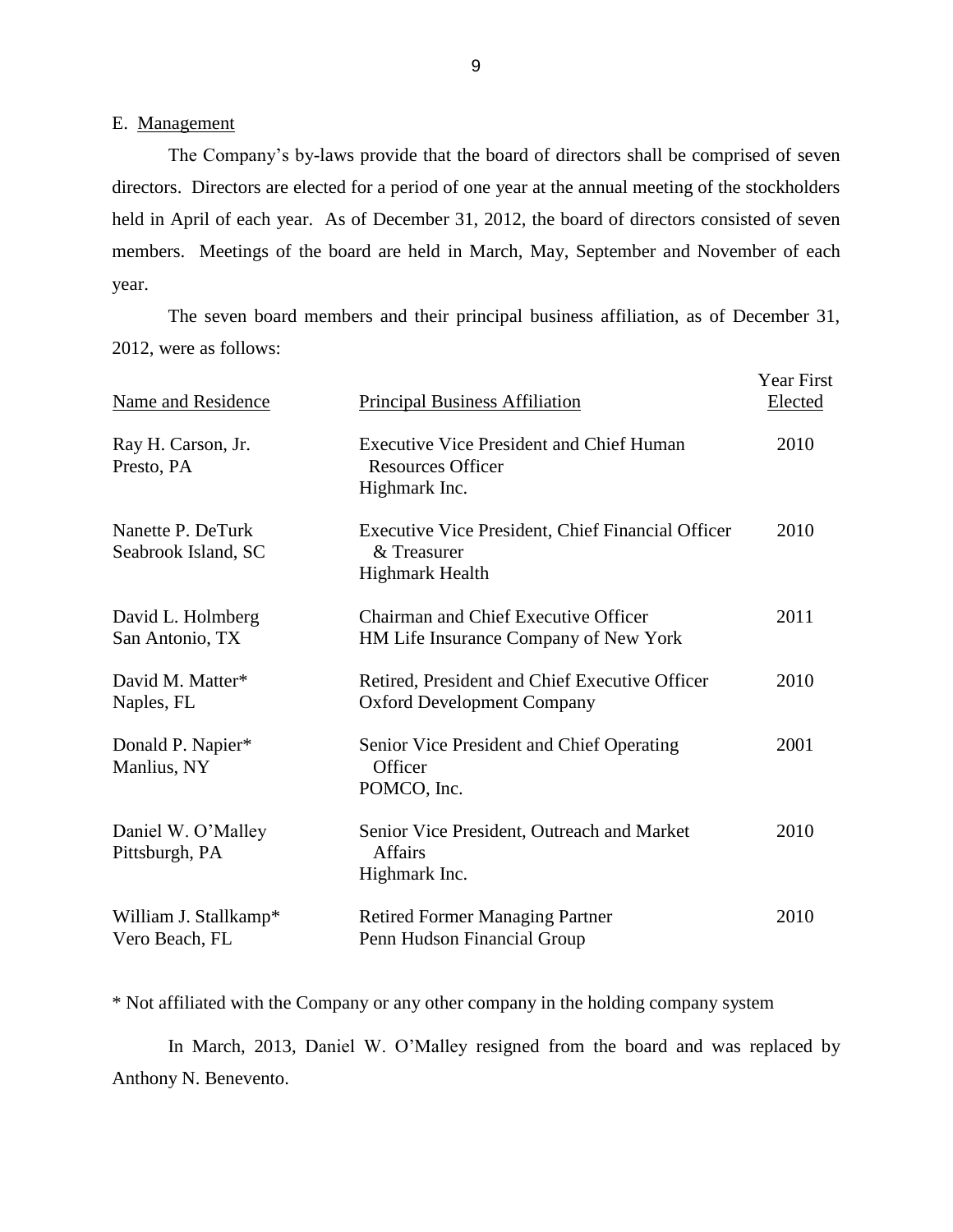E. Management

The Company's by-laws provide that the board of directors shall be comprised of seven directors. Directors are elected for a period of one year at the annual meeting of the stockholders held in April of each year. As of December 31, 2012, the board of directors consisted of seven members. Meetings of the board are held in March, May, September and November of each year.

The seven board members and their principal business affiliation, as of December 31, 2012, were as follows:

| Name and Residence | Principal Business Affiliation | Year First Elected |
|---|---|---|
| Ray H. Carson, Jr.<br>Presto, PA | Executive Vice President and Chief Human Resources Officer<br>Highmark Inc. | 2010 |
| Nanette P. DeTurk<br>Seabrook Island, SC | Executive Vice President, Chief Financial Officer & Treasurer<br>Highmark Health | 2010 |
| David L. Holmberg<br>San Antonio, TX | Chairman and Chief Executive Officer<br>HM Life Insurance Company of New York | 2011 |
| David M. Matter*<br>Naples, FL | Retired, President and Chief Executive Officer<br>Oxford Development Company | 2010 |
| Donald P. Napier*<br>Manlius, NY | Senior Vice President and Chief Operating Officer<br>POMCO, Inc. | 2001 |
| Daniel W. O'Malley<br>Pittsburgh, PA | Senior Vice President, Outreach and Market Affairs<br>Highmark Inc. | 2010 |
| William J. Stallkamp*<br>Vero Beach, FL | Retired Former Managing Partner<br>Penn Hudson Financial Group | 2010 |

\* Not affiliated with the Company or any other company in the holding company system

In March, 2013, Daniel W. O'Malley resigned from the board and was replaced by Anthony N. Benevento.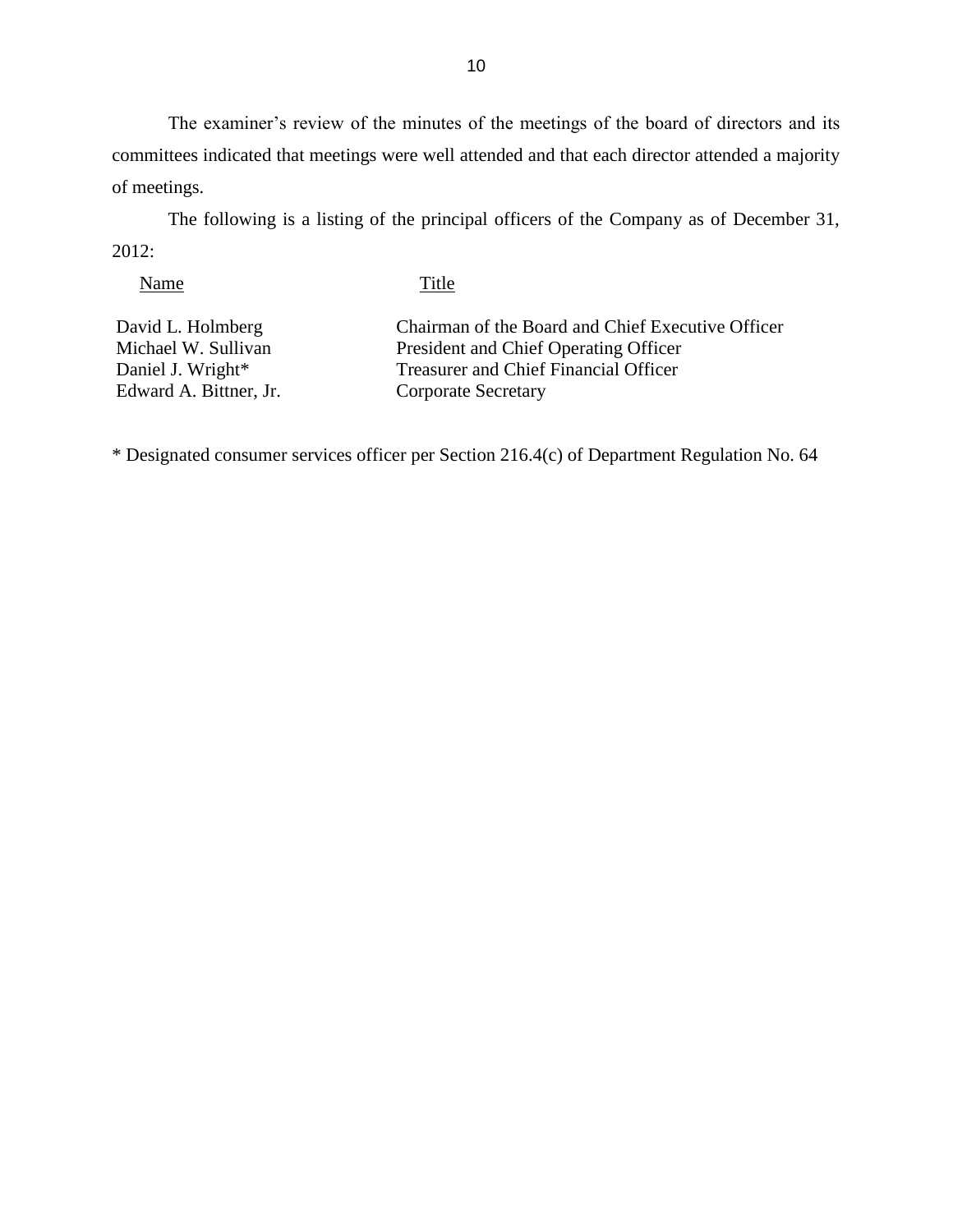The examiner's review of the minutes of the meetings of the board of directors and its committees indicated that meetings were well attended and that each director attended a majority of meetings.

The following is a listing of the principal officers of the Company as of December 31, 2012:

| Name | Title |
|---|---|
| David L. Holmberg | Chairman of the Board and Chief Executive Officer |
| Michael W. Sullivan | President and Chief Operating Officer |
| Daniel J. Wright* | Treasurer and Chief Financial Officer |
| Edward A. Bittner, Jr. | Corporate Secretary |

* Designated consumer services officer per Section 216.4(c) of Department Regulation No. 64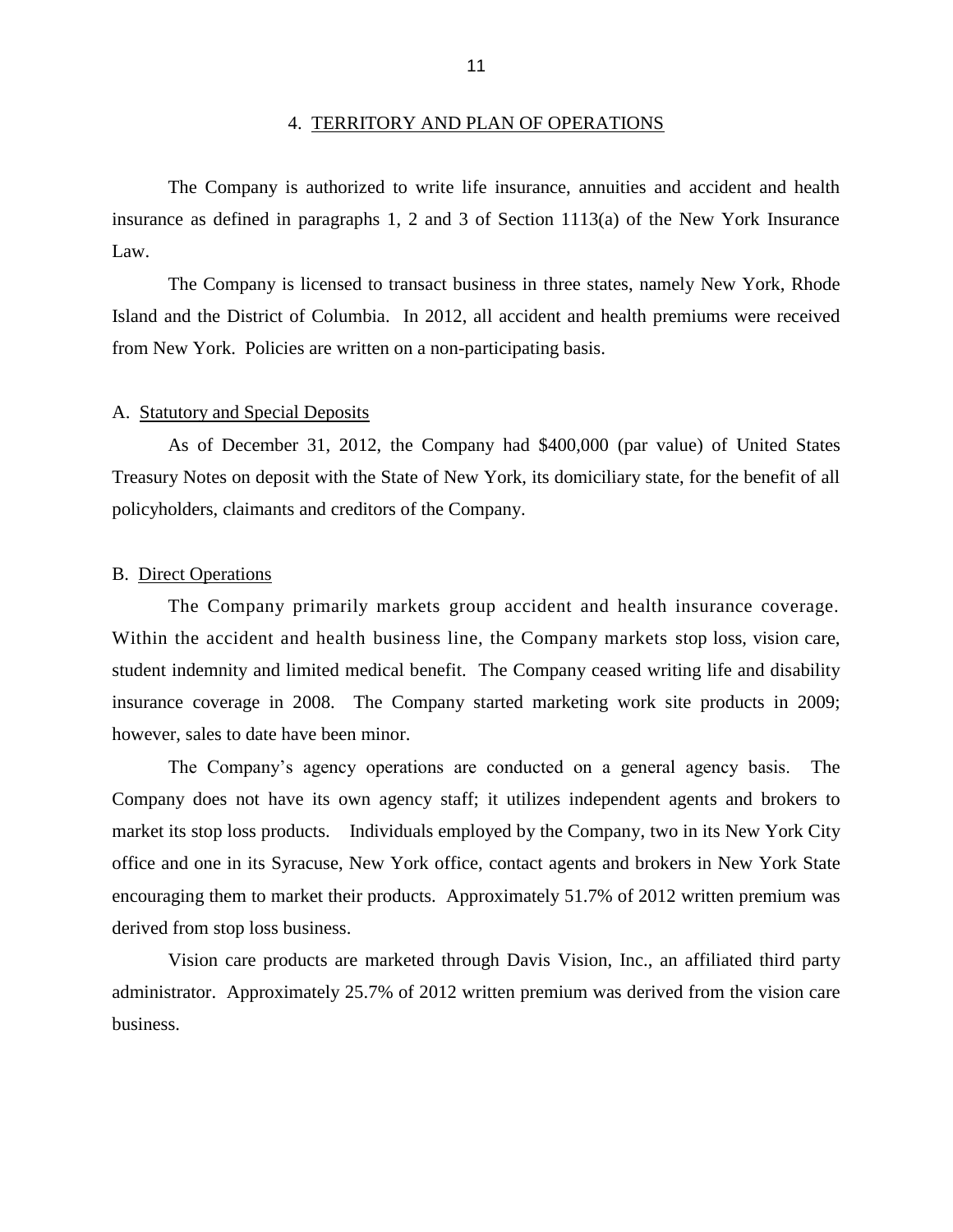## 4. TERRITORY AND PLAN OF OPERATIONS

The Company is authorized to write life insurance, annuities and accident and health insurance as defined in paragraphs 1, 2 and 3 of Section 1113(a) of the New York Insurance Law.

The Company is licensed to transact business in three states, namely New York, Rhode Island and the District of Columbia. In 2012, all accident and health premiums were received from New York. Policies are written on a non-participating basis.

### A. Statutory and Special Deposits

As of December 31, 2012, the Company had $400,000 (par value) of United States Treasury Notes on deposit with the State of New York, its domiciliary state, for the benefit of all policyholders, claimants and creditors of the Company.

### B. Direct Operations

The Company primarily markets group accident and health insurance coverage. Within the accident and health business line, the Company markets stop loss, vision care, student indemnity and limited medical benefit. The Company ceased writing life and disability insurance coverage in 2008. The Company started marketing work site products in 2009; however, sales to date have been minor.

The Company's agency operations are conducted on a general agency basis. The Company does not have its own agency staff; it utilizes independent agents and brokers to market its stop loss products. Individuals employed by the Company, two in its New York City office and one in its Syracuse, New York office, contact agents and brokers in New York State encouraging them to market their products. Approximately 51.7% of 2012 written premium was derived from stop loss business.

Vision care products are marketed through Davis Vision, Inc., an affiliated third party administrator. Approximately 25.7% of 2012 written premium was derived from the vision care business.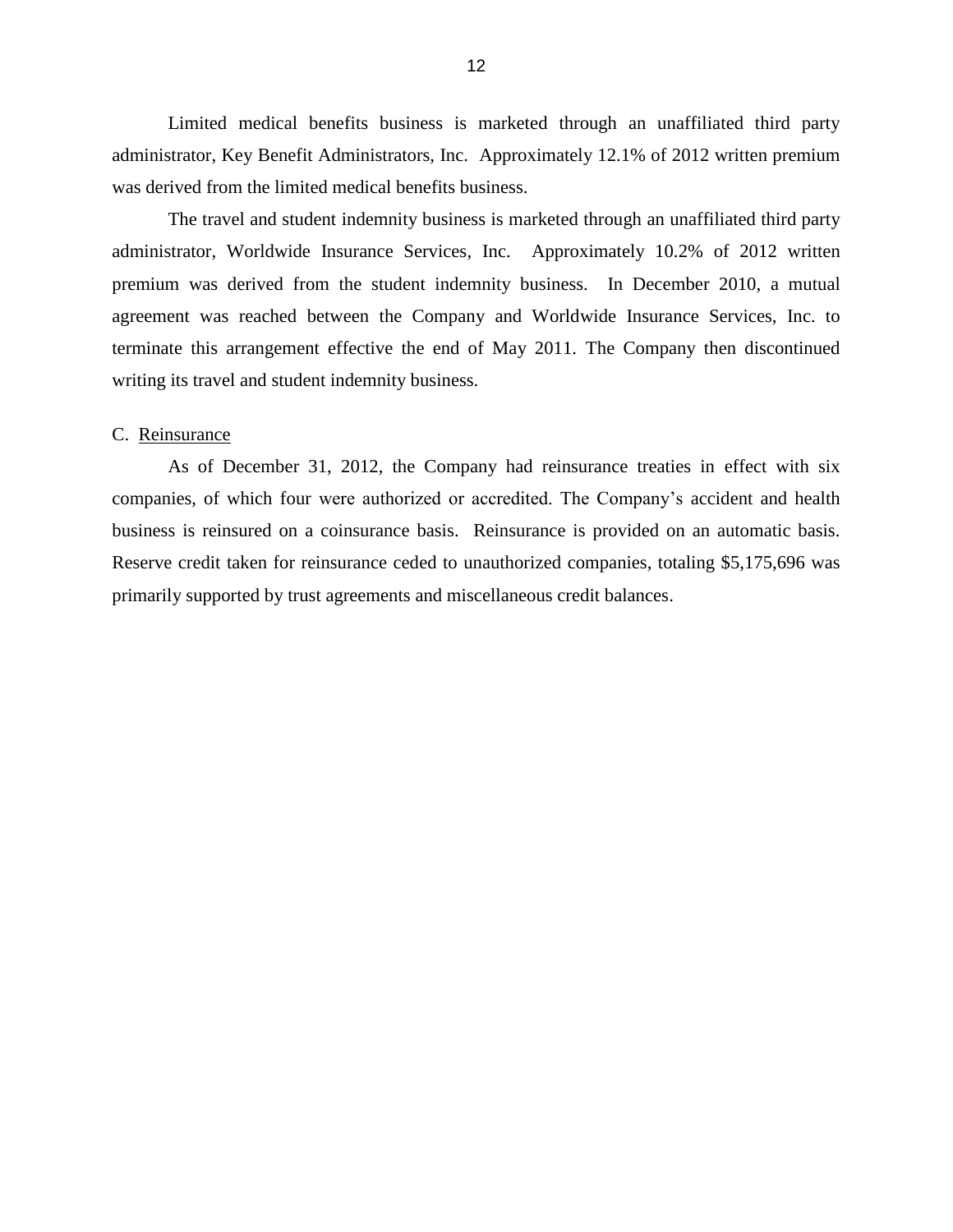Limited medical benefits business is marketed through an unaffiliated third party administrator, Key Benefit Administrators, Inc. Approximately 12.1% of 2012 written premium was derived from the limited medical benefits business.

The travel and student indemnity business is marketed through an unaffiliated third party administrator, Worldwide Insurance Services, Inc. Approximately 10.2% of 2012 written premium was derived from the student indemnity business. In December 2010, a mutual agreement was reached between the Company and Worldwide Insurance Services, Inc. to terminate this arrangement effective the end of May 2011. The Company then discontinued writing its travel and student indemnity business.

C. Reinsurance

As of December 31, 2012, the Company had reinsurance treaties in effect with six companies, of which four were authorized or accredited. The Company's accident and health business is reinsured on a coinsurance basis. Reinsurance is provided on an automatic basis. Reserve credit taken for reinsurance ceded to unauthorized companies, totaling $5,175,696 was primarily supported by trust agreements and miscellaneous credit balances.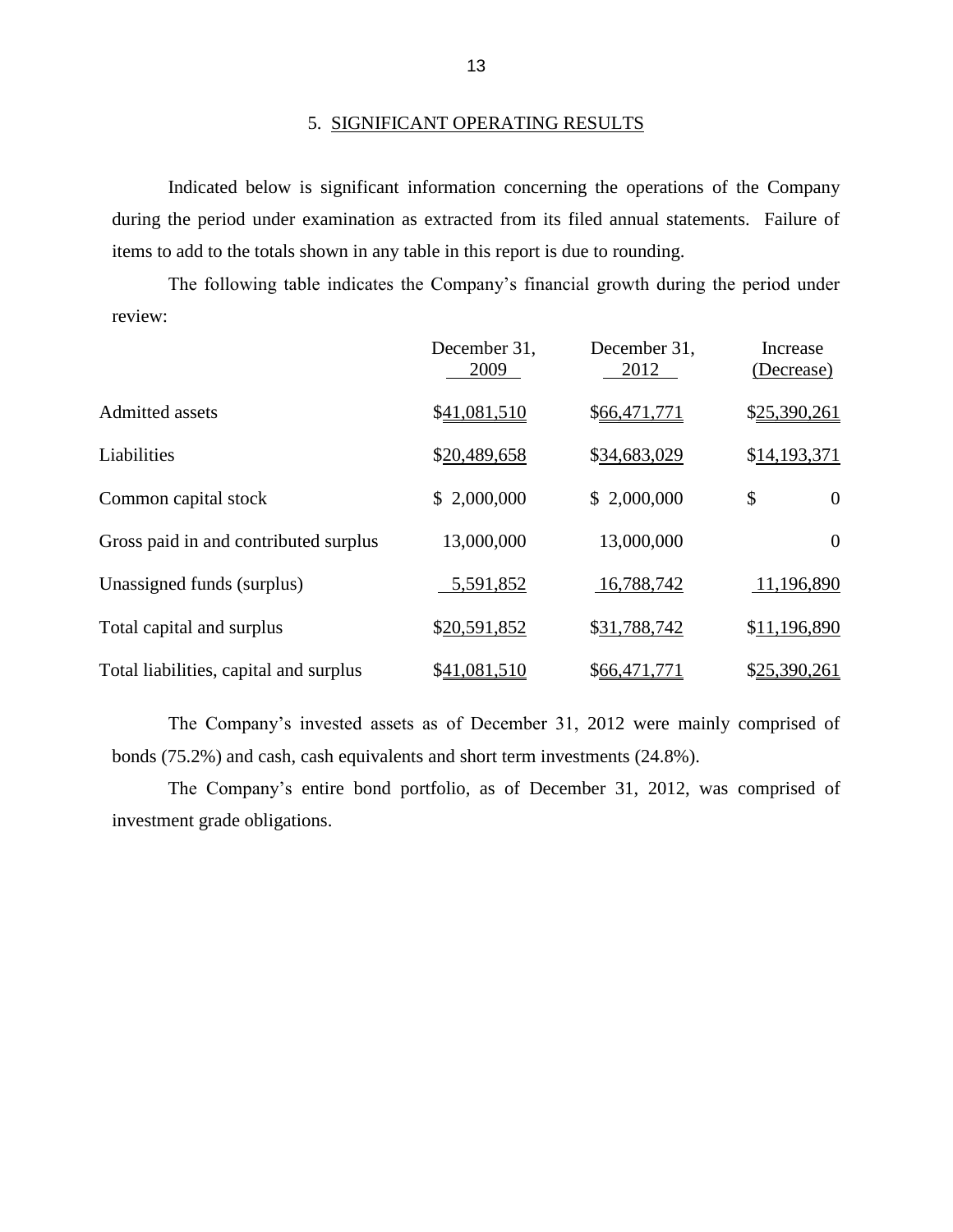## 5. SIGNIFICANT OPERATING RESULTS

Indicated below is significant information concerning the operations of the Company during the period under examination as extracted from its filed annual statements. Failure of items to add to the totals shown in any table in this report is due to rounding.

The following table indicates the Company's financial growth during the period under review:

| | December 31, 2009 | December 31, 2012 | Increase (Decrease) |
|---|---|---|---|
| Admitted assets | $41,081,510 | $66,471,771 | $25,390,261 |
| Liabilities | $20,489,658 | $34,683,029 | $14,193,371 |
| Common capital stock | $ 2,000,000 | $ 2,000,000 | $ 0 |
| Gross paid in and contributed surplus | 13,000,000 | 13,000,000 | 0 |
| Unassigned funds (surplus) | 5,591,852 | 16,788,742 | 11,196,890 |
| Total capital and surplus | $20,591,852 | $31,788,742 | $11,196,890 |
| Total liabilities, capital and surplus | $41,081,510 | $66,471,771 | $25,390,261 |

The Company's invested assets as of December 31, 2012 were mainly comprised of bonds (75.2%) and cash, cash equivalents and short term investments (24.8%).

The Company's entire bond portfolio, as of December 31, 2012, was comprised of investment grade obligations.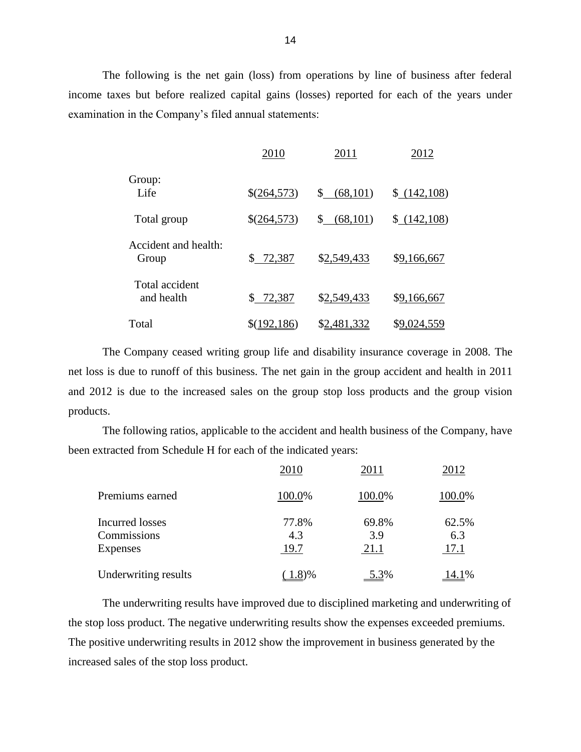The following is the net gain (loss) from operations by line of business after federal income taxes but before realized capital gains (losses) reported for each of the years under examination in the Company's filed annual statements:

| | 2010 | 2011 | 2012 |
|---|---|---|---|
| Group: | | | |
| Life | $(264,573) | $ (68,101) | $ (142,108) |
| Total group | $(264,573) | $ (68,101) | $ (142,108) |
| Accident and health: | | | |
| Group | $ 72,387 | $2,549,433 | $9,166,667 |
| Total accident and health | $ 72,387 | $2,549,433 | $9,166,667 |
| Total | $(192,186) | $2,481,332 | $9,024,559 |

The Company ceased writing group life and disability insurance coverage in 2008. The net loss is due to runoff of this business. The net gain in the group accident and health in 2011 and 2012 is due to the increased sales on the group stop loss products and the group vision products.

The following ratios, applicable to the accident and health business of the Company, have been extracted from Schedule H for each of the indicated years:

| | 2010 | 2011 | 2012 |
|---|---|---|---|
| Premiums earned | 100.0% | 100.0% | 100.0% |
| Incurred losses | 77.8% | 69.8% | 62.5% |
| Commissions | 4.3 | 3.9 | 6.3 |
| Expenses | 19.7 | 21.1 | 17.1 |
| Underwriting results | (1.8)% | 5.3% | 14.1% |

The underwriting results have improved due to disciplined marketing and underwriting of the stop loss product. The negative underwriting results show the expenses exceeded premiums. The positive underwriting results in 2012 show the improvement in business generated by the increased sales of the stop loss product.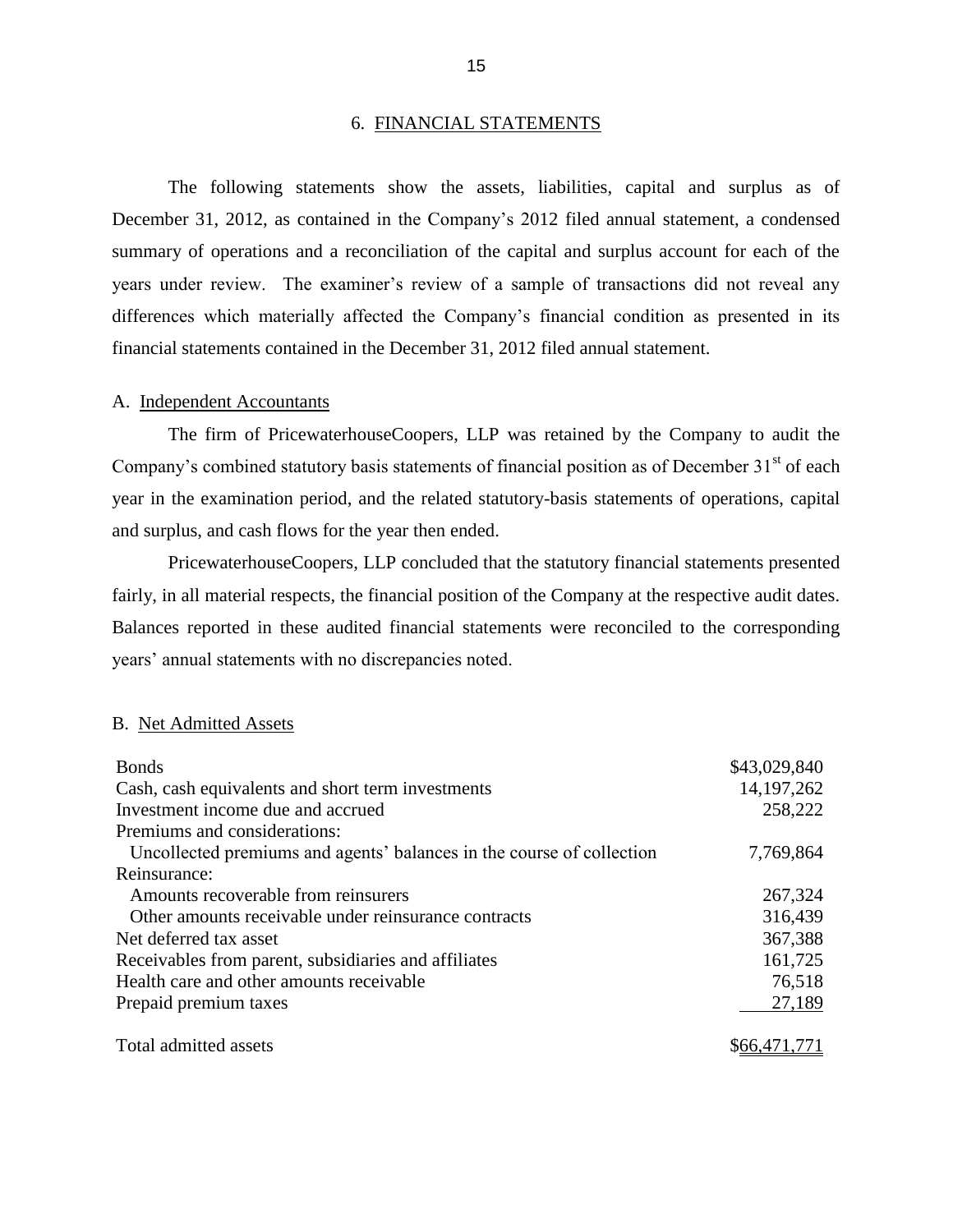## 6. FINANCIAL STATEMENTS

The following statements show the assets, liabilities, capital and surplus as of December 31, 2012, as contained in the Company's 2012 filed annual statement, a condensed summary of operations and a reconciliation of the capital and surplus account for each of the years under review. The examiner's review of a sample of transactions did not reveal any differences which materially affected the Company's financial condition as presented in its financial statements contained in the December 31, 2012 filed annual statement.

### A. Independent Accountants

The firm of PricewaterhouseCoopers, LLP was retained by the Company to audit the Company's combined statutory basis statements of financial position as of December 31st of each year in the examination period, and the related statutory-basis statements of operations, capital and surplus, and cash flows for the year then ended.

PricewaterhouseCoopers, LLP concluded that the statutory financial statements presented fairly, in all material respects, the financial position of the Company at the respective audit dates. Balances reported in these audited financial statements were reconciled to the corresponding years' annual statements with no discrepancies noted.

### B. Net Admitted Assets

| | |
|---|---|
| Bonds | $43,029,840 |
| Cash, cash equivalents and short term investments | 14,197,262 |
| Investment income due and accrued | 258,222 |
| Premiums and considerations: | |
| Uncollected premiums and agents' balances in the course of collection | 7,769,864 |
| Reinsurance: | |
| Amounts recoverable from reinsurers | 267,324 |
| Other amounts receivable under reinsurance contracts | 316,439 |
| Net deferred tax asset | 367,388 |
| Receivables from parent, subsidiaries and affiliates | 161,725 |
| Health care and other amounts receivable | 76,518 |
| Prepaid premium taxes | 27,189 |
| Total admitted assets | $66,471,771 |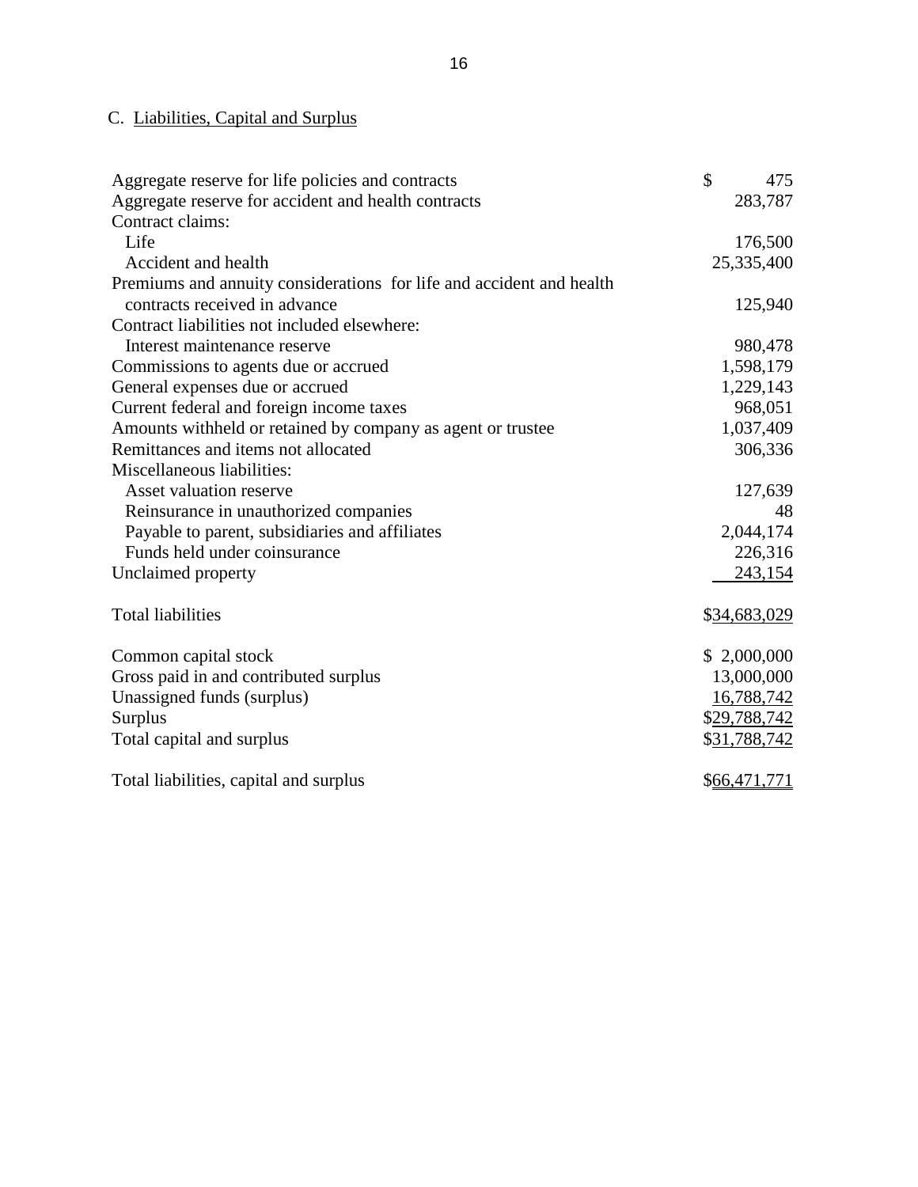### C. Liabilities, Capital and Surplus

| | |
|---|---|
| Aggregate reserve for life policies and contracts | $ 475 |
| Aggregate reserve for accident and health contracts | 283,787 |
| Contract claims: | |
| Life | 176,500 |
| Accident and health | 25,335,400 |
| Premiums and annuity considerations for life and accident and health contracts received in advance | 125,940 |
| Contract liabilities not included elsewhere: | |
| Interest maintenance reserve | 980,478 |
| Commissions to agents due or accrued | 1,598,179 |
| General expenses due or accrued | 1,229,143 |
| Current federal and foreign income taxes | 968,051 |
| Amounts withheld or retained by company as agent or trustee | 1,037,409 |
| Remittances and items not allocated | 306,336 |
| Miscellaneous liabilities: | |
| Asset valuation reserve | 127,639 |
| Reinsurance in unauthorized companies | 48 |
| Payable to parent, subsidiaries and affiliates | 2,044,174 |
| Funds held under coinsurance | 226,316 |
| Unclaimed property | 243,154 |
| Total liabilities | $34,683,029 |
| Common capital stock | $ 2,000,000 |
| Gross paid in and contributed surplus | 13,000,000 |
| Unassigned funds (surplus) | 16,788,742 |
| Surplus | $29,788,742 |
| Total capital and surplus | $31,788,742 |
| Total liabilities, capital and surplus | $66,471,771 |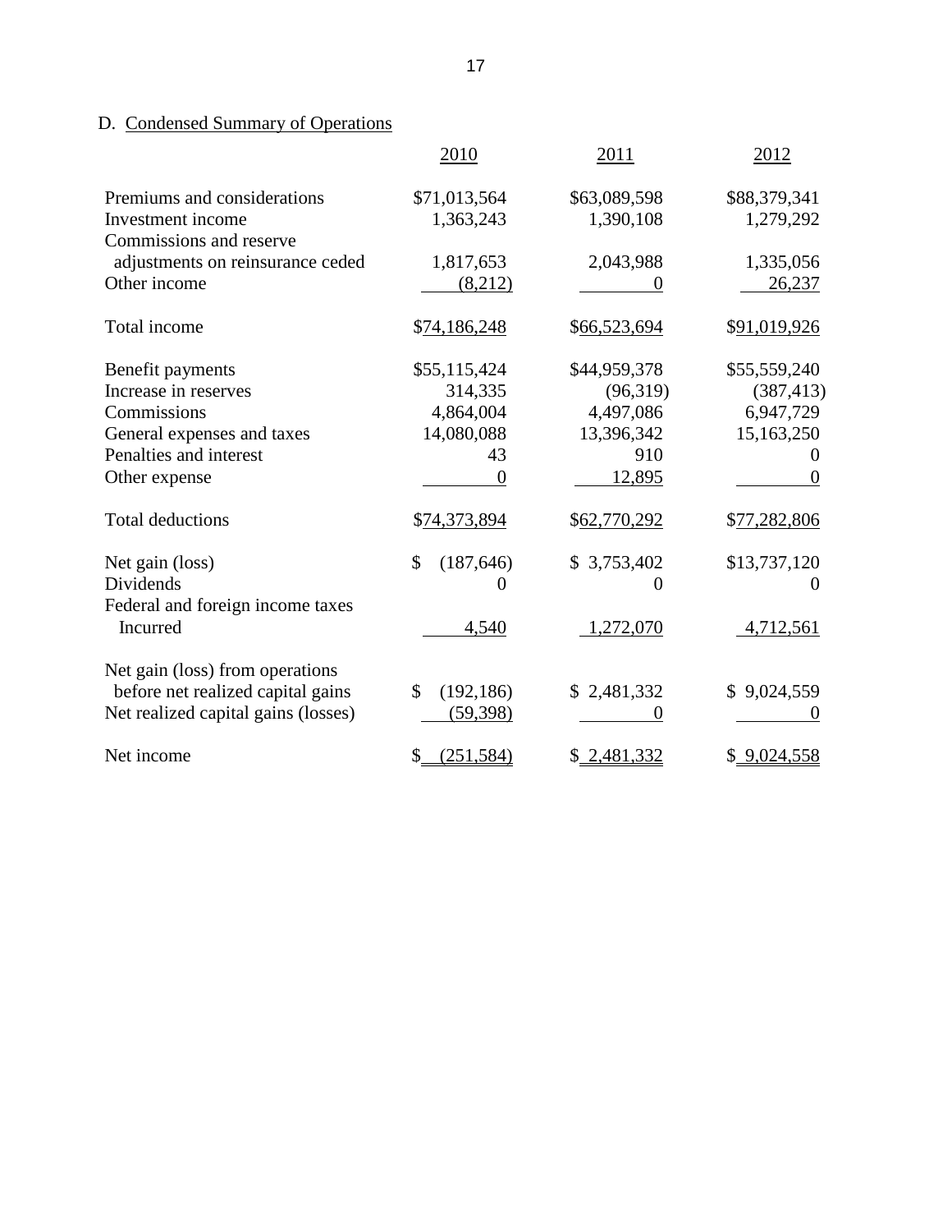D. Condensed Summary of Operations

| | 2010 | 2011 | 2012 |
|---|---|---|---|
| Premiums and considerations | $71,013,564 | $63,089,598 | $88,379,341 |
| Investment income | 1,363,243 | 1,390,108 | 1,279,292 |
| Commissions and reserve adjustments on reinsurance ceded | 1,817,653 | 2,043,988 | 1,335,056 |
| Other income | (8,212) | 0 | 26,237 |
| Total income | $74,186,248 | $66,523,694 | $91,019,926 |
| Benefit payments | $55,115,424 | $44,959,378 | $55,559,240 |
| Increase in reserves | 314,335 | (96,319) | (387,413) |
| Commissions | 4,864,004 | 4,497,086 | 6,947,729 |
| General expenses and taxes | 14,080,088 | 13,396,342 | 15,163,250 |
| Penalties and interest | 43 | 910 | 0 |
| Other expense | 0 | 12,895 | 0 |
| Total deductions | $74,373,894 | $62,770,292 | $77,282,806 |
| Net gain (loss) | $ (187,646) | $ 3,753,402 | $13,737,120 |
| Dividends | 0 | 0 | 0 |
| Federal and foreign income taxes Incurred | 4,540 | 1,272,070 | 4,712,561 |
| Net gain (loss) from operations before net realized capital gains | $ (192,186) | $ 2,481,332 | $ 9,024,559 |
| Net realized capital gains (losses) | (59,398) | 0 | 0 |
| Net income | $ (251,584) | $ 2,481,332 | $ 9,024,558 |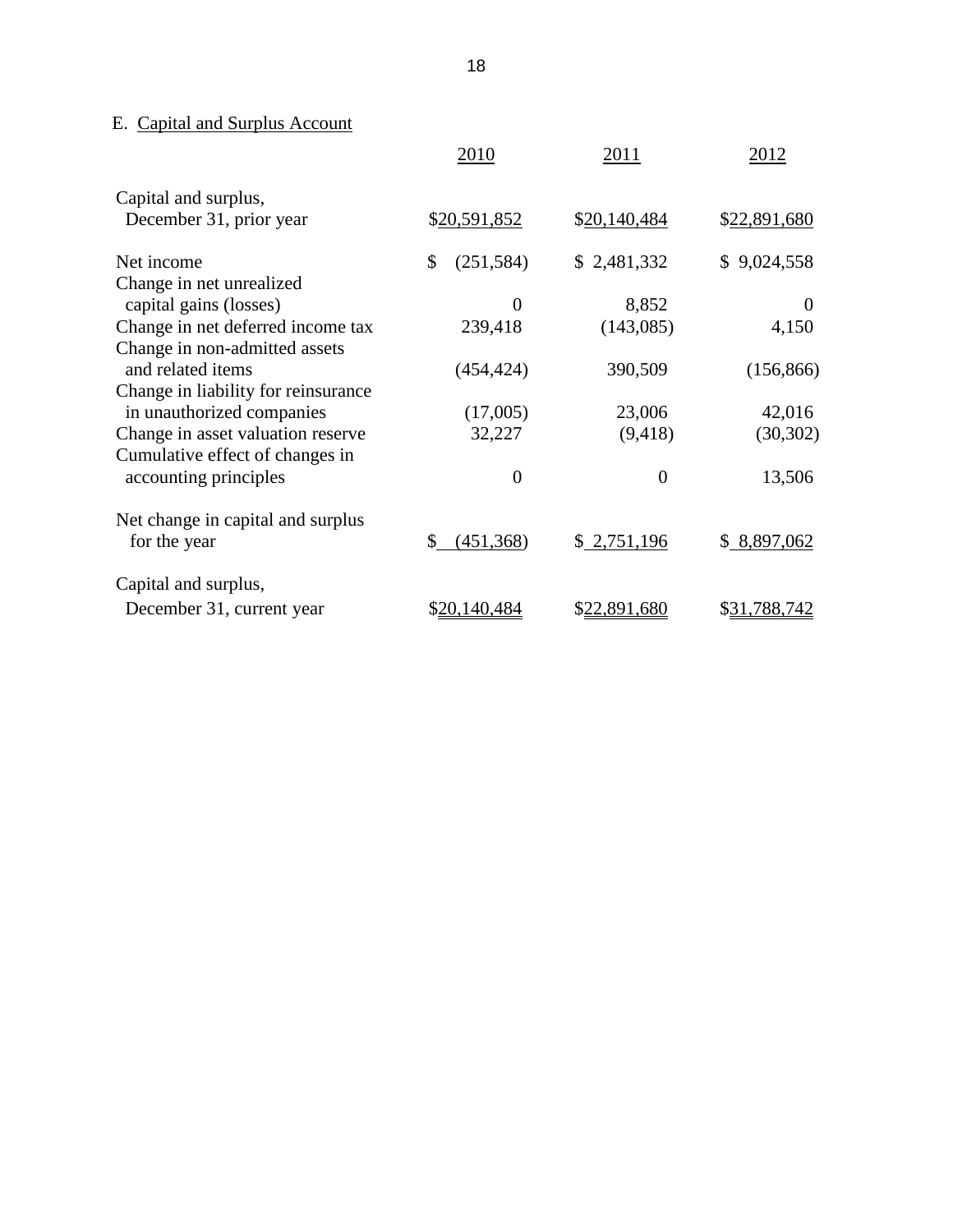E. Capital and Surplus Account

| | 2010 | 2011 | 2012 |
|---|---|---|---|
| Capital and surplus, December 31, prior year | $20,591,852 | $20,140,484 | $22,891,680 |
| Net income | $ (251,584) | $ 2,481,332 | $ 9,024,558 |
| Change in net unrealized capital gains (losses) | 0 | 8,852 | 0 |
| Change in net deferred income tax | 239,418 | (143,085) | 4,150 |
| Change in non-admitted assets and related items | (454,424) | 390,509 | (156,866) |
| Change in liability for reinsurance in unauthorized companies | (17,005) | 23,006 | 42,016 |
| Change in asset valuation reserve | 32,227 | (9,418) | (30,302) |
| Cumulative effect of changes in accounting principles | 0 | 0 | 13,506 |
| Net change in capital and surplus for the year | $ (451,368) | $ 2,751,196 | $ 8,897,062 |
| Capital and surplus, December 31, current year | $20,140,484 | $22,891,680 | $31,788,742 |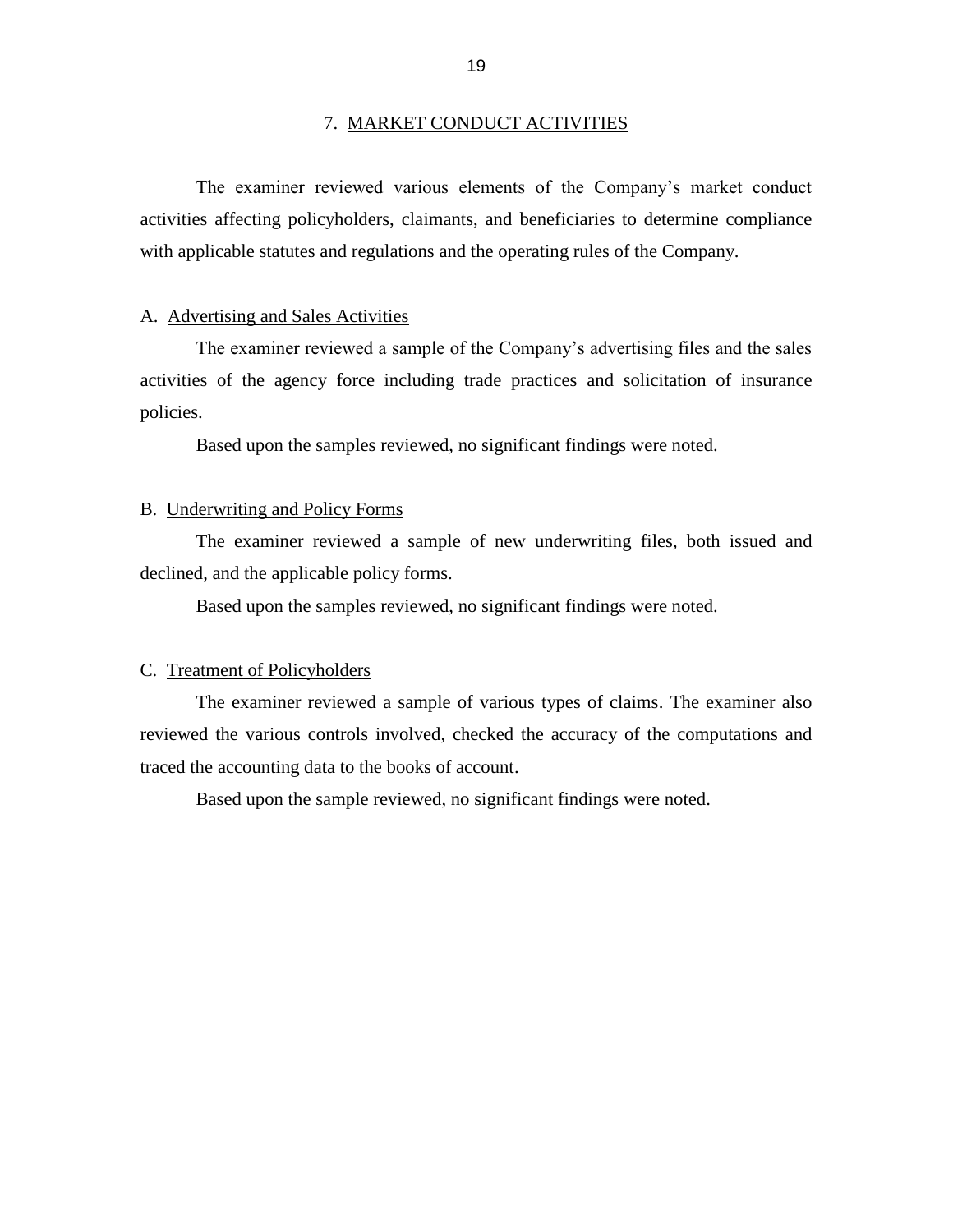## 7. MARKET CONDUCT ACTIVITIES

The examiner reviewed various elements of the Company's market conduct activities affecting policyholders, claimants, and beneficiaries to determine compliance with applicable statutes and regulations and the operating rules of the Company.

### A. Advertising and Sales Activities

The examiner reviewed a sample of the Company's advertising files and the sales activities of the agency force including trade practices and solicitation of insurance policies.

Based upon the samples reviewed, no significant findings were noted.

### B. Underwriting and Policy Forms

The examiner reviewed a sample of new underwriting files, both issued and declined, and the applicable policy forms.

Based upon the samples reviewed, no significant findings were noted.

### C. Treatment of Policyholders

The examiner reviewed a sample of various types of claims. The examiner also reviewed the various controls involved, checked the accuracy of the computations and traced the accounting data to the books of account.

Based upon the sample reviewed, no significant findings were noted.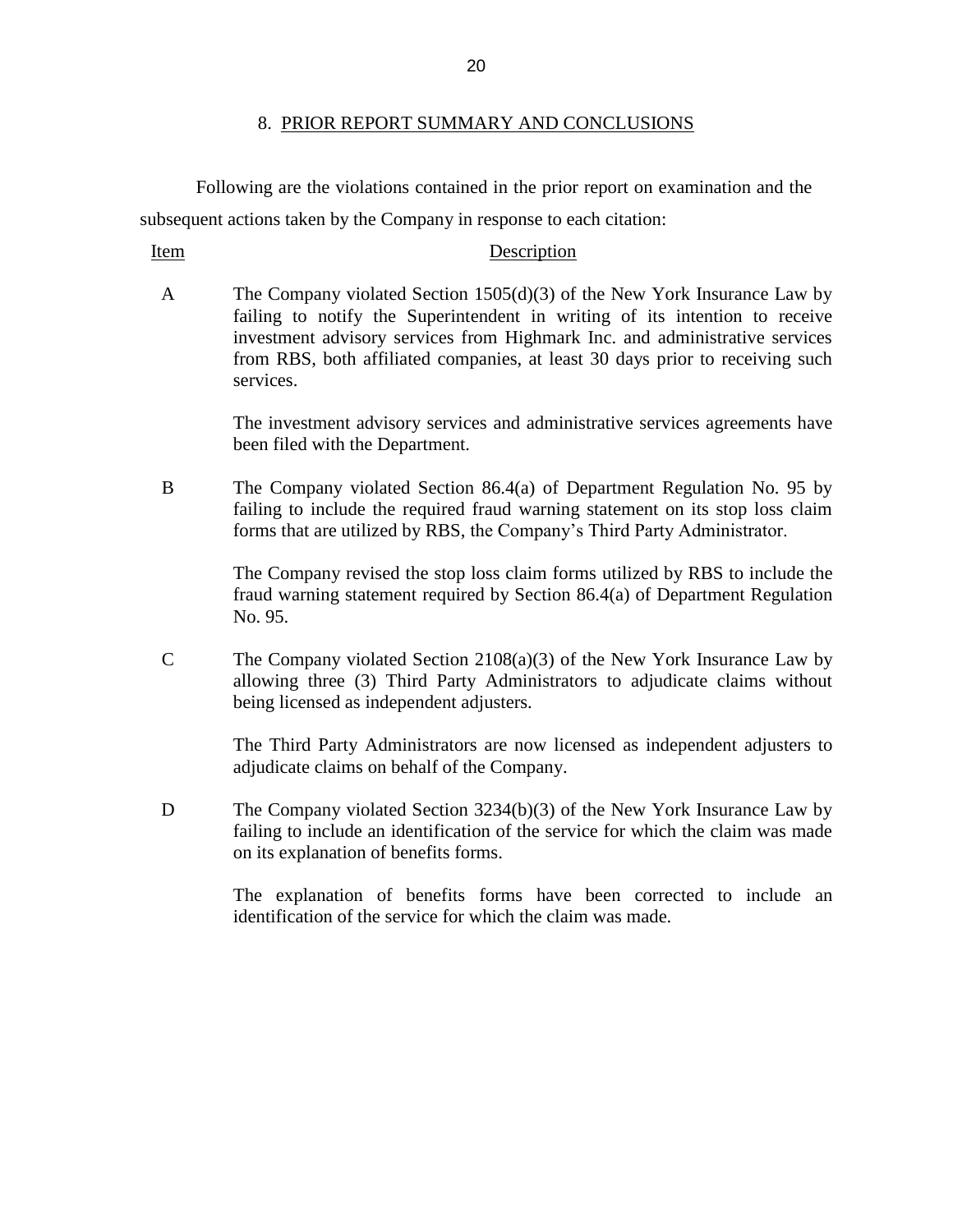## 8. PRIOR REPORT SUMMARY AND CONCLUSIONS

Following are the violations contained in the prior report on examination and the subsequent actions taken by the Company in response to each citation:

| Item | Description |
| --- | --- |
| A | The Company violated Section 1505(d)(3) of the New York Insurance Law by failing to notify the Superintendent in writing of its intention to receive investment advisory services from Highmark Inc. and administrative services from RBS, both affiliated companies, at least 30 days prior to receiving such services.<br><br>The investment advisory services and administrative services agreements have been filed with the Department. |
| B | The Company violated Section 86.4(a) of Department Regulation No. 95 by failing to include the required fraud warning statement on its stop loss claim forms that are utilized by RBS, the Company's Third Party Administrator.<br><br>The Company revised the stop loss claim forms utilized by RBS to include the fraud warning statement required by Section 86.4(a) of Department Regulation No. 95. |
| C | The Company violated Section 2108(a)(3) of the New York Insurance Law by allowing three (3) Third Party Administrators to adjudicate claims without being licensed as independent adjusters.<br><br>The Third Party Administrators are now licensed as independent adjusters to adjudicate claims on behalf of the Company. |
| D | The Company violated Section 3234(b)(3) of the New York Insurance Law by failing to include an identification of the service for which the claim was made on its explanation of benefits forms.<br><br>The explanation of benefits forms have been corrected to include an identification of the service for which the claim was made. |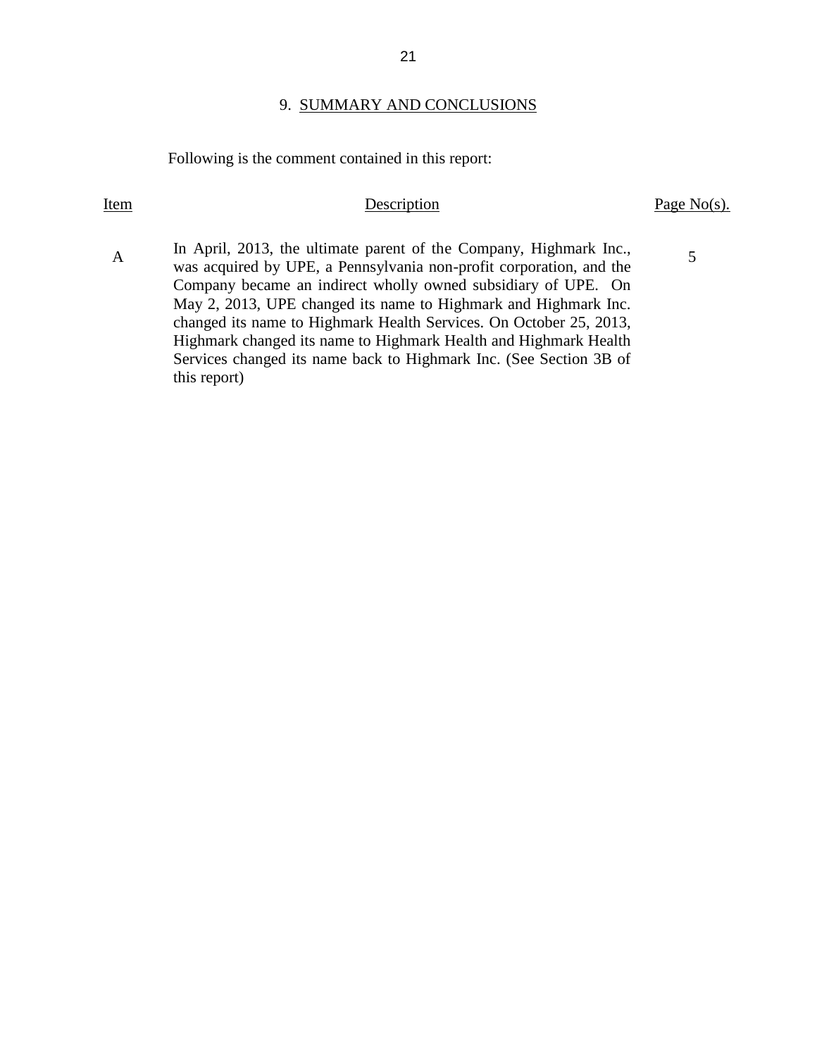## 9. SUMMARY AND CONCLUSIONS

Following is the comment contained in this report:

| Item | Description | Page No(s). |
|---|---|---|
| A | In April, 2013, the ultimate parent of the Company, Highmark Inc., was acquired by UPE, a Pennsylvania non-profit corporation, and the Company became an indirect wholly owned subsidiary of UPE. On May 2, 2013, UPE changed its name to Highmark and Highmark Inc. changed its name to Highmark Health Services. On October 25, 2013, Highmark changed its name to Highmark Health and Highmark Health Services changed its name back to Highmark Inc. (See Section 3B of this report) | 5 |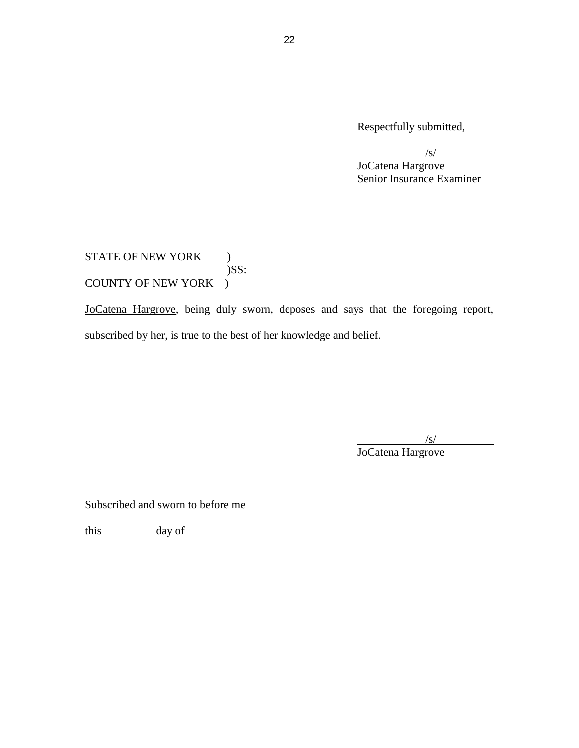Respectfully submitted,

/s/
JoCatena Hargrove
Senior Insurance Examiner

STATE OF NEW YORK )
)SS:
COUNTY OF NEW YORK )

JoCatena Hargrove, being duly sworn, deposes and says that the foregoing report, subscribed by her, is true to the best of her knowledge and belief.

/s/
JoCatena Hargrove

Subscribed and sworn to before me

this__________ day of ___________________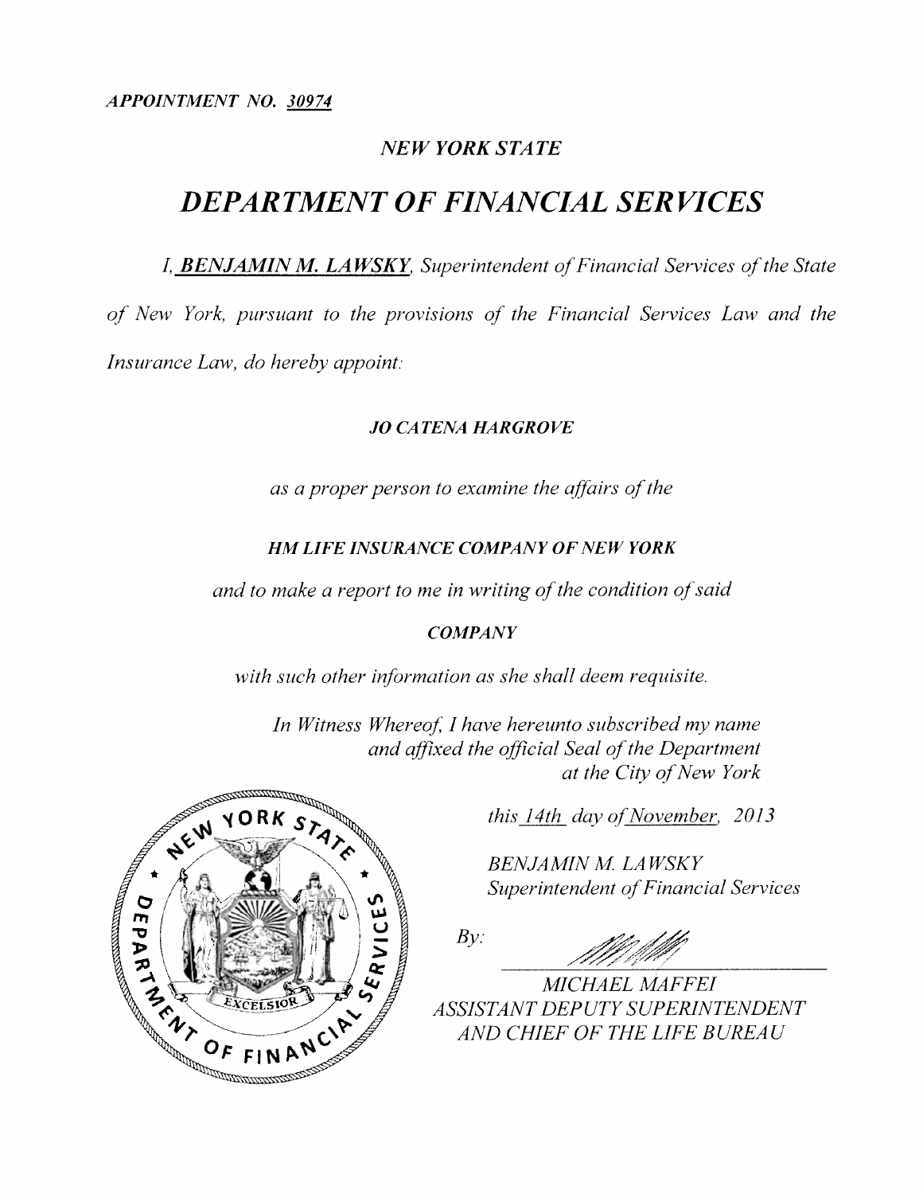*APPOINTMENT NO. 30974*

*NEW YORK STATE*

# *DEPARTMENT OF FINANCIAL SERVICES*

*I, **BENJAMIN M. LAWSKY**, Superintendent of Financial Services of the State of New York, pursuant to the provisions of the Financial Services Law and the Insurance Law, do hereby appoint:*

***JO CATENA HARGROVE***

*as a proper person to examine the affairs of the*

***HM LIFE INSURANCE COMPANY OF NEW YORK***

*and to make a report to me in writing of the condition of said*

***COMPANY***

*with such other information as she shall deem requisite.*

*In Witness Whereof, I have hereunto subscribed my name and affixed the official Seal of the Department at the City of New York*

*this 14th day of November, 2013*

*BENJAMIN M. LAWSKY*
*Superintendent of Financial Services*

*By:*

*MICHAEL MAFFEI*
*ASSISTANT DEPUTY SUPERINTENDENT AND CHIEF OF THE LIFE BUREAU*